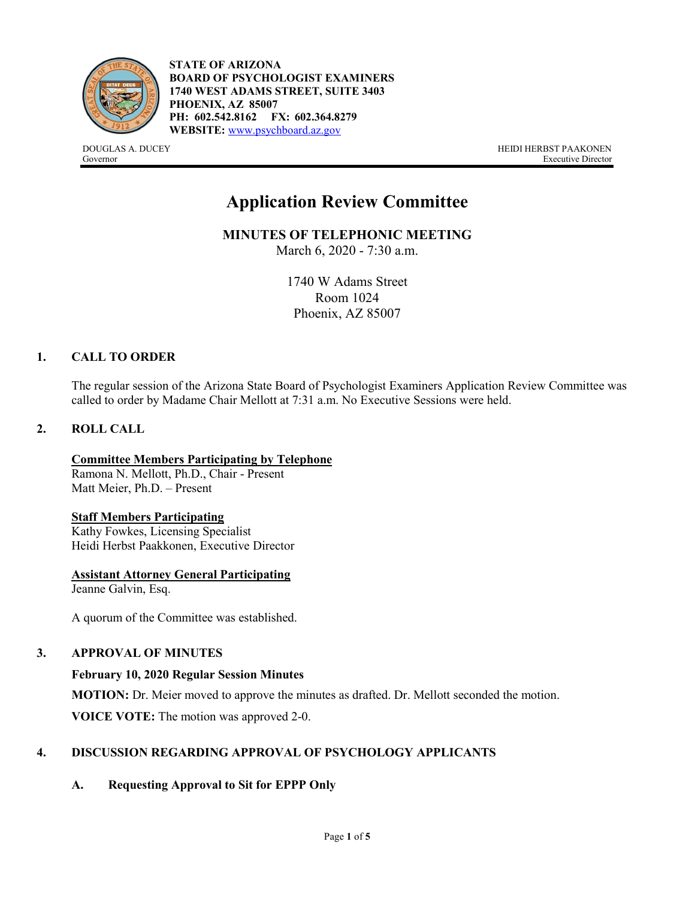**STATE OF ARIZONA**
**BOARD OF PSYCHOLOGIST EXAMINERS**
**1740 WEST ADAMS STREET, SUITE 3403**
**PHOENIX, AZ 85007**
**PH: 602.542.8162 FX: 602.364.8279**
**WEBSITE:** www.psychboard.az.gov

DOUGLAS A. DUCEY
Governor

HEIDI HERBST PAAKONEN
Executive Director

# Application Review Committee

## MINUTES OF TELEPHONIC MEETING

March 6, 2020 - 7:30 a.m.

1740 W Adams Street
Room 1024
Phoenix, AZ 85007

## 1. CALL TO ORDER

The regular session of the Arizona State Board of Psychologist Examiners Application Review Committee was called to order by Madame Chair Mellott at 7:31 a.m. No Executive Sessions were held.

## 2. ROLL CALL

**Committee Members Participating by Telephone**
Ramona N. Mellott, Ph.D., Chair - Present
Matt Meier, Ph.D. – Present

**Staff Members Participating**
Kathy Fowkes, Licensing Specialist
Heidi Herbst Paakkonen, Executive Director

**Assistant Attorney General Participating**
Jeanne Galvin, Esq.

A quorum of the Committee was established.

## 3. APPROVAL OF MINUTES

**February 10, 2020 Regular Session Minutes**

**MOTION:** Dr. Meier moved to approve the minutes as drafted. Dr. Mellott seconded the motion.

**VOICE VOTE:** The motion was approved 2-0.

## 4. DISCUSSION REGARDING APPROVAL OF PSYCHOLOGY APPLICANTS

### A. Requesting Approval to Sit for EPPP Only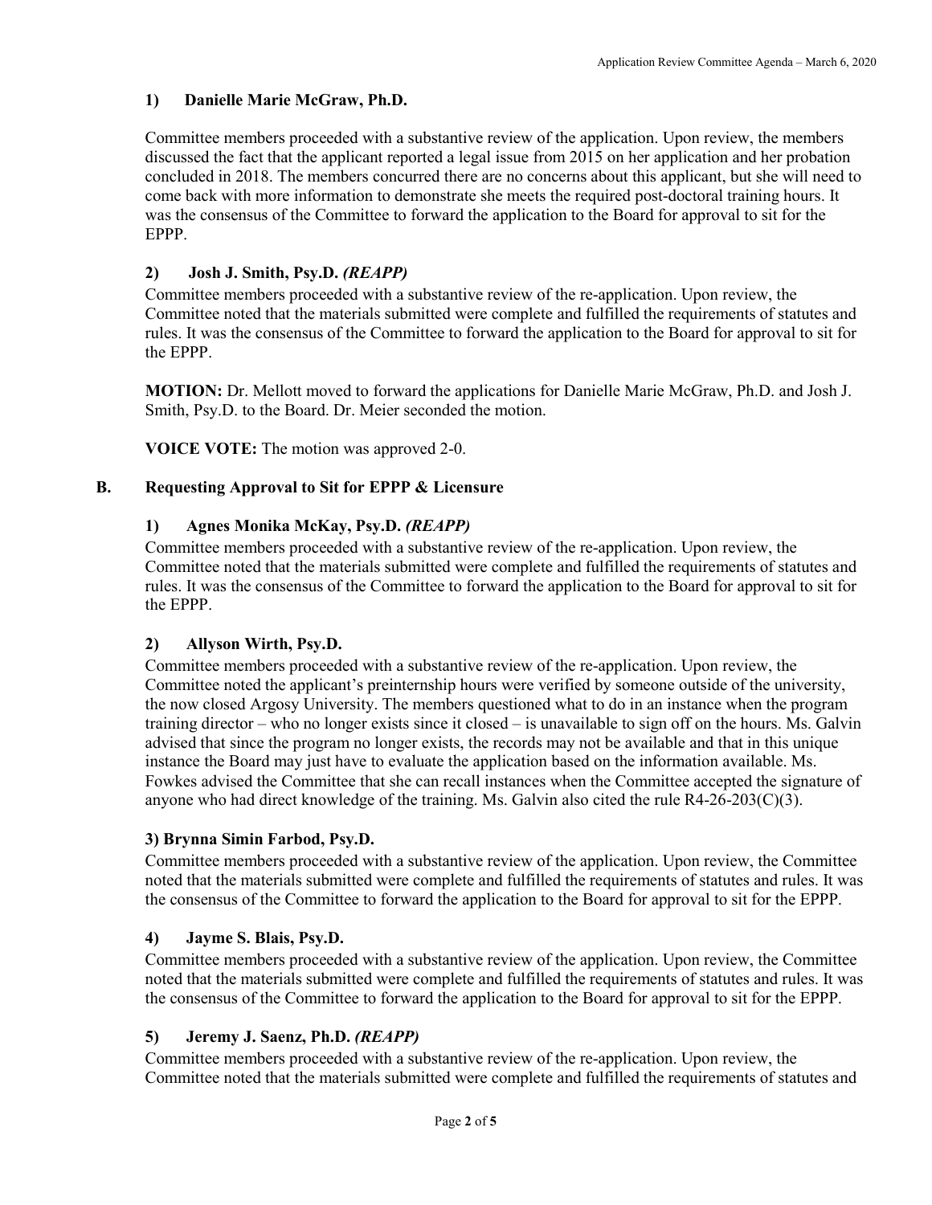### 1) Danielle Marie McGraw, Ph.D.

Committee members proceeded with a substantive review of the application. Upon review, the members discussed the fact that the applicant reported a legal issue from 2015 on her application and her probation concluded in 2018. The members concurred there are no concerns about this applicant, but she will need to come back with more information to demonstrate she meets the required post-doctoral training hours. It was the consensus of the Committee to forward the application to the Board for approval to sit for the EPPP.

### 2) Josh J. Smith, Psy.D. *(REAPP)*

Committee members proceeded with a substantive review of the re-application. Upon review, the Committee noted that the materials submitted were complete and fulfilled the requirements of statutes and rules. It was the consensus of the Committee to forward the application to the Board for approval to sit for the EPPP.

**MOTION:** Dr. Mellott moved to forward the applications for Danielle Marie McGraw, Ph.D. and Josh J. Smith, Psy.D. to the Board. Dr. Meier seconded the motion.

**VOICE VOTE:** The motion was approved 2-0.

## B. Requesting Approval to Sit for EPPP & Licensure

### 1) Agnes Monika McKay, Psy.D. *(REAPP)*

Committee members proceeded with a substantive review of the re-application. Upon review, the Committee noted that the materials submitted were complete and fulfilled the requirements of statutes and rules. It was the consensus of the Committee to forward the application to the Board for approval to sit for the EPPP.

### 2) Allyson Wirth, Psy.D.

Committee members proceeded with a substantive review of the re-application. Upon review, the Committee noted the applicant's preinternship hours were verified by someone outside of the university, the now closed Argosy University. The members questioned what to do in an instance when the program training director – who no longer exists since it closed – is unavailable to sign off on the hours. Ms. Galvin advised that since the program no longer exists, the records may not be available and that in this unique instance the Board may just have to evaluate the application based on the information available. Ms. Fowkes advised the Committee that she can recall instances when the Committee accepted the signature of anyone who had direct knowledge of the training. Ms. Galvin also cited the rule R4-26-203(C)(3).

### 3) Brynna Simin Farbod, Psy.D.

Committee members proceeded with a substantive review of the application. Upon review, the Committee noted that the materials submitted were complete and fulfilled the requirements of statutes and rules. It was the consensus of the Committee to forward the application to the Board for approval to sit for the EPPP.

### 4) Jayme S. Blais, Psy.D.

Committee members proceeded with a substantive review of the application. Upon review, the Committee noted that the materials submitted were complete and fulfilled the requirements of statutes and rules. It was the consensus of the Committee to forward the application to the Board for approval to sit for the EPPP.

### 5) Jeremy J. Saenz, Ph.D. *(REAPP)*

Committee members proceeded with a substantive review of the re-application. Upon review, the Committee noted that the materials submitted were complete and fulfilled the requirements of statutes and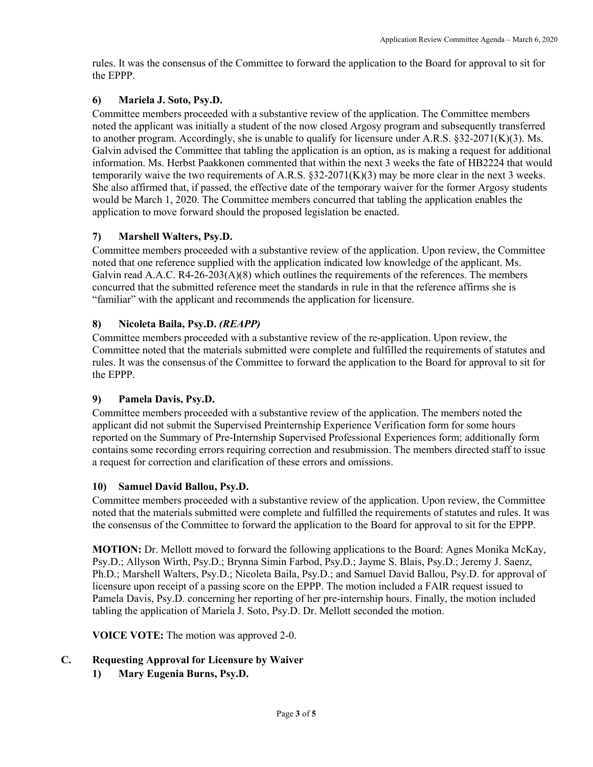rules. It was the consensus of the Committee to forward the application to the Board for approval to sit for the EPPP.

### 6) Mariela J. Soto, Psy.D.

Committee members proceeded with a substantive review of the application. The Committee members noted the applicant was initially a student of the now closed Argosy program and subsequently transferred to another program. Accordingly, she is unable to qualify for licensure under A.R.S. §32-2071(K)(3). Ms. Galvin advised the Committee that tabling the application is an option, as is making a request for additional information. Ms. Herbst Paakkonen commented that within the next 3 weeks the fate of HB2224 that would temporarily waive the two requirements of A.R.S. §32-2071(K)(3) may be more clear in the next 3 weeks. She also affirmed that, if passed, the effective date of the temporary waiver for the former Argosy students would be March 1, 2020. The Committee members concurred that tabling the application enables the application to move forward should the proposed legislation be enacted.

### 7) Marshell Walters, Psy.D.

Committee members proceeded with a substantive review of the application. Upon review, the Committee noted that one reference supplied with the application indicated low knowledge of the applicant. Ms. Galvin read A.A.C. R4-26-203(A)(8) which outlines the requirements of the references. The members concurred that the submitted reference meet the standards in rule in that the reference affirms she is "familiar" with the applicant and recommends the application for licensure.

### 8) Nicoleta Baila, Psy.D. *(REAPP)*

Committee members proceeded with a substantive review of the re-application. Upon review, the Committee noted that the materials submitted were complete and fulfilled the requirements of statutes and rules. It was the consensus of the Committee to forward the application to the Board for approval to sit for the EPPP.

### 9) Pamela Davis, Psy.D.

Committee members proceeded with a substantive review of the application. The members noted the applicant did not submit the Supervised Preinternship Experience Verification form for some hours reported on the Summary of Pre-Internship Supervised Professional Experiences form; additionally form contains some recording errors requiring correction and resubmission. The members directed staff to issue a request for correction and clarification of these errors and omissions.

### 10) Samuel David Ballou, Psy.D.

Committee members proceeded with a substantive review of the application. Upon review, the Committee noted that the materials submitted were complete and fulfilled the requirements of statutes and rules. It was the consensus of the Committee to forward the application to the Board for approval to sit for the EPPP.

**MOTION:** Dr. Mellott moved to forward the following applications to the Board: Agnes Monika McKay, Psy.D.; Allyson Wirth, Psy.D.; Brynna Simin Farbod, Psy.D.; Jayme S. Blais, Psy.D.; Jeremy J. Saenz, Ph.D.; Marshell Walters, Psy.D.; Nicoleta Baila, Psy.D.; and Samuel David Ballou, Psy.D. for approval of licensure upon receipt of a passing score on the EPPP. The motion included a FAIR request issued to Pamela Davis, Psy.D. concerning her reporting of her pre-internship hours. Finally, the motion included tabling the application of Mariela J. Soto, Psy.D. Dr. Mellott seconded the motion.

**VOICE VOTE:** The motion was approved 2-0.

## C. Requesting Approval for Licensure by Waiver

### 1) Mary Eugenia Burns, Psy.D.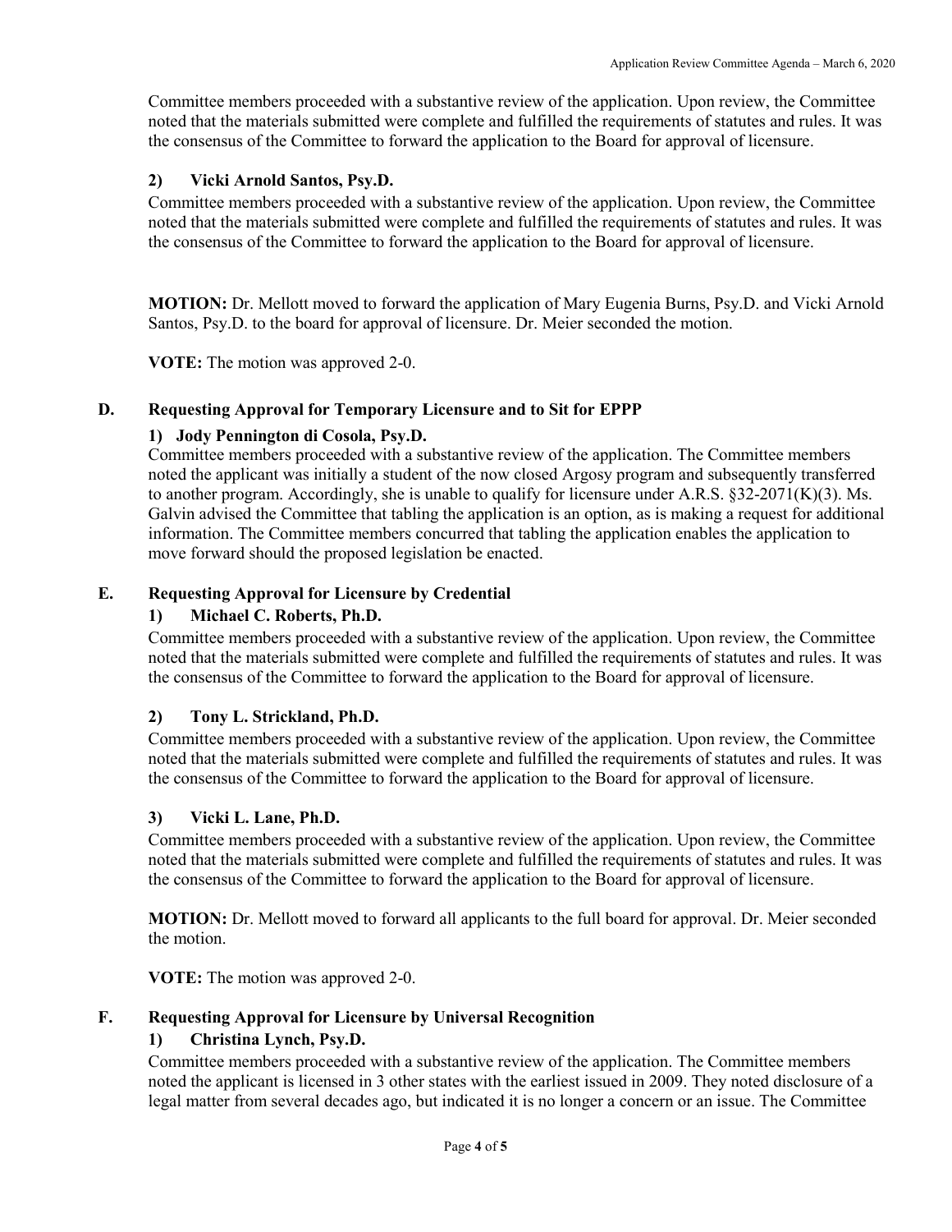Committee members proceeded with a substantive review of the application. Upon review, the Committee noted that the materials submitted were complete and fulfilled the requirements of statutes and rules. It was the consensus of the Committee to forward the application to the Board for approval of licensure.

#### 2) Vicki Arnold Santos, Psy.D.

Committee members proceeded with a substantive review of the application. Upon review, the Committee noted that the materials submitted were complete and fulfilled the requirements of statutes and rules. It was the consensus of the Committee to forward the application to the Board for approval of licensure.

**MOTION:** Dr. Mellott moved to forward the application of Mary Eugenia Burns, Psy.D. and Vicki Arnold Santos, Psy.D. to the board for approval of licensure. Dr. Meier seconded the motion.

**VOTE:** The motion was approved 2-0.

### D. Requesting Approval for Temporary Licensure and to Sit for EPPP

#### 1) Jody Pennington di Cosola, Psy.D.

Committee members proceeded with a substantive review of the application. The Committee members noted the applicant was initially a student of the now closed Argosy program and subsequently transferred to another program. Accordingly, she is unable to qualify for licensure under A.R.S. §32-2071(K)(3). Ms. Galvin advised the Committee that tabling the application is an option, as is making a request for additional information. The Committee members concurred that tabling the application enables the application to move forward should the proposed legislation be enacted.

### E. Requesting Approval for Licensure by Credential

#### 1) Michael C. Roberts, Ph.D.

Committee members proceeded with a substantive review of the application. Upon review, the Committee noted that the materials submitted were complete and fulfilled the requirements of statutes and rules. It was the consensus of the Committee to forward the application to the Board for approval of licensure.

#### 2) Tony L. Strickland, Ph.D.

Committee members proceeded with a substantive review of the application. Upon review, the Committee noted that the materials submitted were complete and fulfilled the requirements of statutes and rules. It was the consensus of the Committee to forward the application to the Board for approval of licensure.

#### 3) Vicki L. Lane, Ph.D.

Committee members proceeded with a substantive review of the application. Upon review, the Committee noted that the materials submitted were complete and fulfilled the requirements of statutes and rules. It was the consensus of the Committee to forward the application to the Board for approval of licensure.

**MOTION:** Dr. Mellott moved to forward all applicants to the full board for approval. Dr. Meier seconded the motion.

**VOTE:** The motion was approved 2-0.

### F. Requesting Approval for Licensure by Universal Recognition

#### 1) Christina Lynch, Psy.D.

Committee members proceeded with a substantive review of the application. The Committee members noted the applicant is licensed in 3 other states with the earliest issued in 2009. They noted disclosure of a legal matter from several decades ago, but indicated it is no longer a concern or an issue. The Committee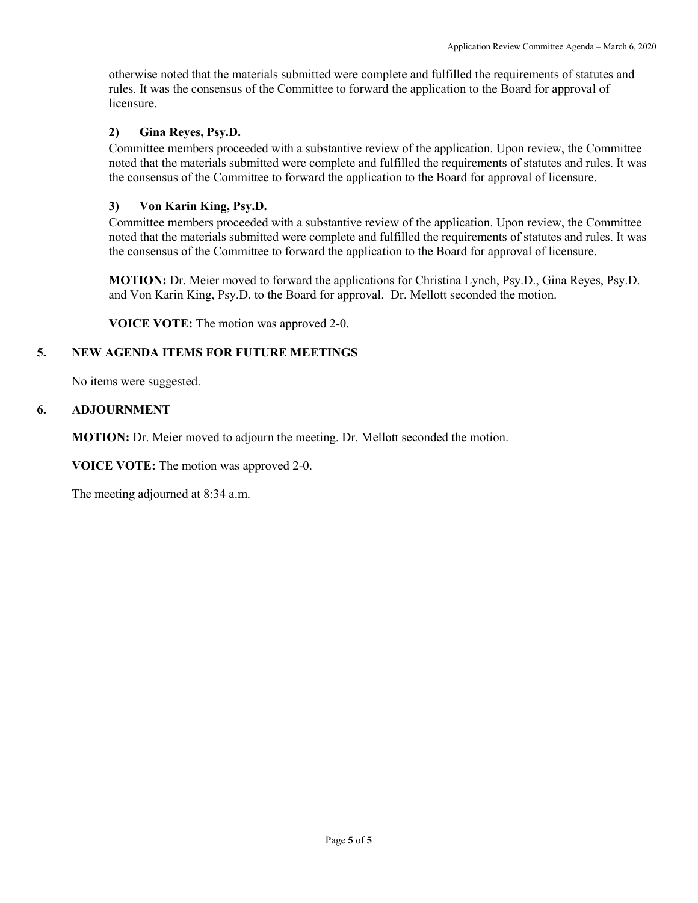otherwise noted that the materials submitted were complete and fulfilled the requirements of statutes and rules. It was the consensus of the Committee to forward the application to the Board for approval of licensure.

**2) Gina Reyes, Psy.D.**

Committee members proceeded with a substantive review of the application. Upon review, the Committee noted that the materials submitted were complete and fulfilled the requirements of statutes and rules. It was the consensus of the Committee to forward the application to the Board for approval of licensure.

**3) Von Karin King, Psy.D.**

Committee members proceeded with a substantive review of the application. Upon review, the Committee noted that the materials submitted were complete and fulfilled the requirements of statutes and rules. It was the consensus of the Committee to forward the application to the Board for approval of licensure.

**MOTION:** Dr. Meier moved to forward the applications for Christina Lynch, Psy.D., Gina Reyes, Psy.D. and Von Karin King, Psy.D. to the Board for approval. Dr. Mellott seconded the motion.

**VOICE VOTE:** The motion was approved 2-0.

## 5. NEW AGENDA ITEMS FOR FUTURE MEETINGS

No items were suggested.

## 6. ADJOURNMENT

**MOTION:** Dr. Meier moved to adjourn the meeting. Dr. Mellott seconded the motion.

**VOICE VOTE:** The motion was approved 2-0.

The meeting adjourned at 8:34 a.m.